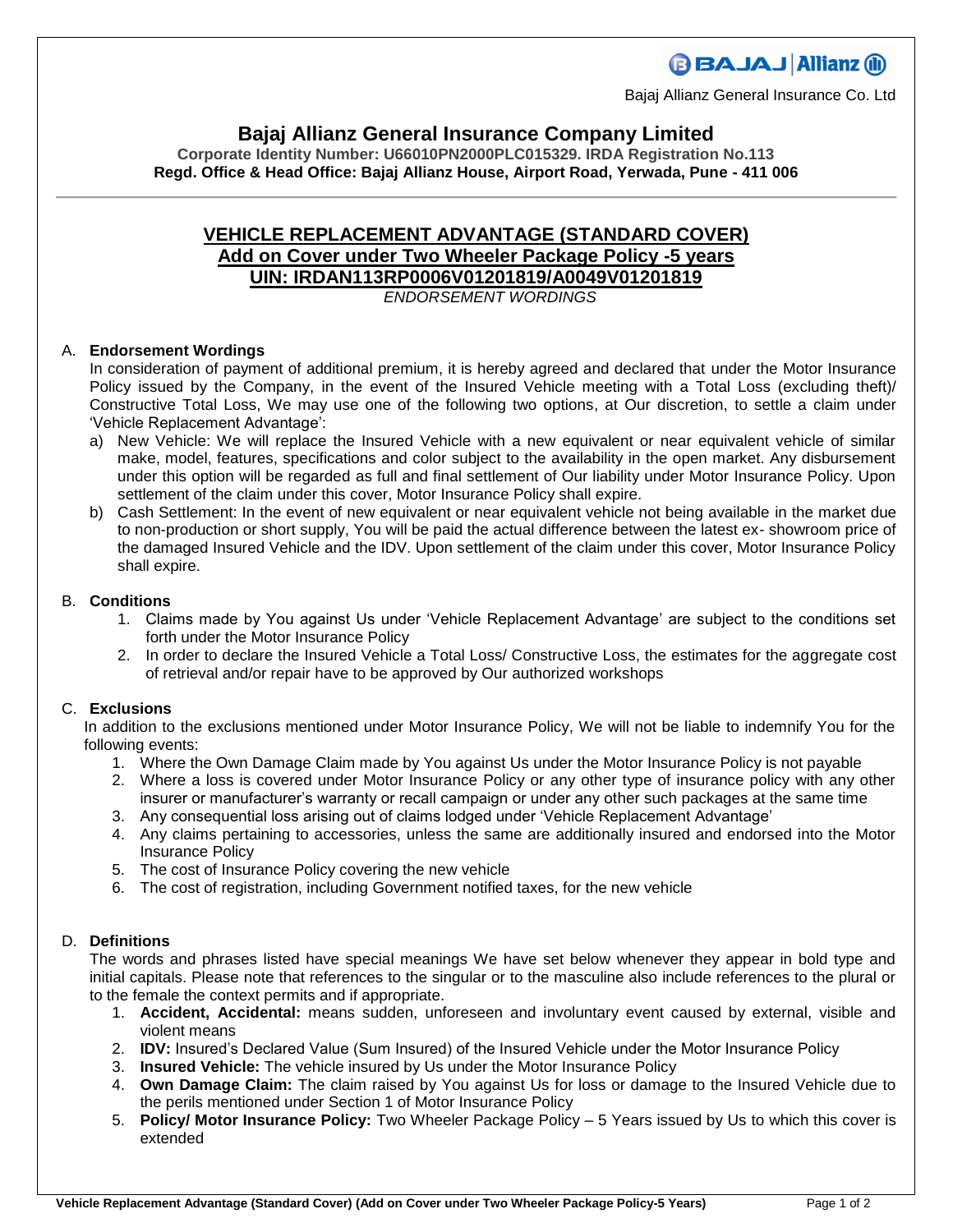Bajaj Allianz General Insurance Co. Ltd

# Bajaj Allianz General Insurance Company Limited

**Corporate Identity Number: U66010PN2000PLC015329. IRDA Registration No.113**
**Regd. Office & Head Office: Bajaj Allianz House, Airport Road, Yerwada, Pune - 411 006**

---

## VEHICLE REPLACEMENT ADVANTAGE (STANDARD COVER)
## Add on Cover under Two Wheeler Package Policy -5 years
## UIN: IRDAN113RP0006V01201819/A0049V01201819

*ENDORSEMENT WORDINGS*

### A. Endorsement Wordings

In consideration of payment of additional premium, it is hereby agreed and declared that under the Motor Insurance Policy issued by the Company, in the event of the Insured Vehicle meeting with a Total Loss (excluding theft)/ Constructive Total Loss, We may use one of the following two options, at Our discretion, to settle a claim under 'Vehicle Replacement Advantage':

a) New Vehicle: We will replace the Insured Vehicle with a new equivalent or near equivalent vehicle of similar make, model, features, specifications and color subject to the availability in the open market. Any disbursement under this option will be regarded as full and final settlement of Our liability under Motor Insurance Policy. Upon settlement of the claim under this cover, Motor Insurance Policy shall expire.

b) Cash Settlement: In the event of new equivalent or near equivalent vehicle not being available in the market due to non-production or short supply, You will be paid the actual difference between the latest ex- showroom price of the damaged Insured Vehicle and the IDV. Upon settlement of the claim under this cover, Motor Insurance Policy shall expire.

### B. Conditions

1. Claims made by You against Us under 'Vehicle Replacement Advantage' are subject to the conditions set forth under the Motor Insurance Policy
2. In order to declare the Insured Vehicle a Total Loss/ Constructive Loss, the estimates for the aggregate cost of retrieval and/or repair have to be approved by Our authorized workshops

### C. Exclusions

In addition to the exclusions mentioned under Motor Insurance Policy, We will not be liable to indemnify You for the following events:

1. Where the Own Damage Claim made by You against Us under the Motor Insurance Policy is not payable
2. Where a loss is covered under Motor Insurance Policy or any other type of insurance policy with any other insurer or manufacturer's warranty or recall campaign or under any other such packages at the same time
3. Any consequential loss arising out of claims lodged under 'Vehicle Replacement Advantage'
4. Any claims pertaining to accessories, unless the same are additionally insured and endorsed into the Motor Insurance Policy
5. The cost of Insurance Policy covering the new vehicle
6. The cost of registration, including Government notified taxes, for the new vehicle

### D. Definitions

The words and phrases listed have special meanings We have set below whenever they appear in bold type and initial capitals. Please note that references to the singular or to the masculine also include references to the plural or to the female the context permits and if appropriate.

1. **Accident, Accidental:** means sudden, unforeseen and involuntary event caused by external, visible and violent means
2. **IDV:** Insured's Declared Value (Sum Insured) of the Insured Vehicle under the Motor Insurance Policy
3. **Insured Vehicle:** The vehicle insured by Us under the Motor Insurance Policy
4. **Own Damage Claim:** The claim raised by You against Us for loss or damage to the Insured Vehicle due to the perils mentioned under Section 1 of Motor Insurance Policy
5. **Policy/ Motor Insurance Policy:** Two Wheeler Package Policy – 5 Years issued by Us to which this cover is extended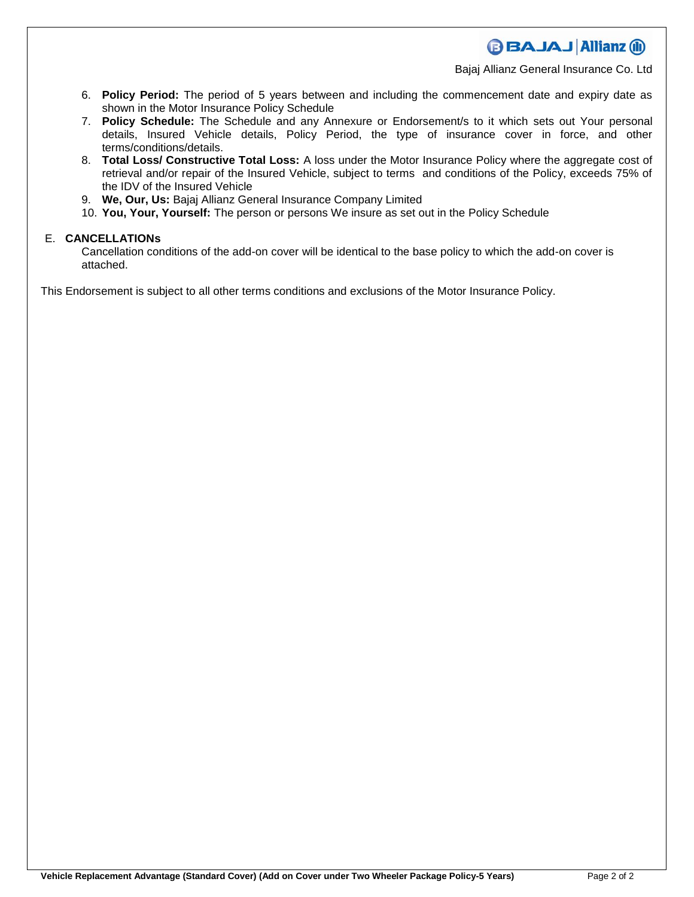6. **Policy Period:** The period of 5 years between and including the commencement date and expiry date as shown in the Motor Insurance Policy Schedule
7. **Policy Schedule:** The Schedule and any Annexure or Endorsement/s to it which sets out Your personal details, Insured Vehicle details, Policy Period, the type of insurance cover in force, and other terms/conditions/details.
8. **Total Loss/ Constructive Total Loss:** A loss under the Motor Insurance Policy where the aggregate cost of retrieval and/or repair of the Insured Vehicle, subject to terms and conditions of the Policy, exceeds 75% of the IDV of the Insured Vehicle
9. **We, Our, Us:** Bajaj Allianz General Insurance Company Limited
10. **You, Your, Yourself:** The person or persons We insure as set out in the Policy Schedule

E. **CANCELLATIONs**

Cancellation conditions of the add-on cover will be identical to the base policy to which the add-on cover is attached.

This Endorsement is subject to all other terms conditions and exclusions of the Motor Insurance Policy.